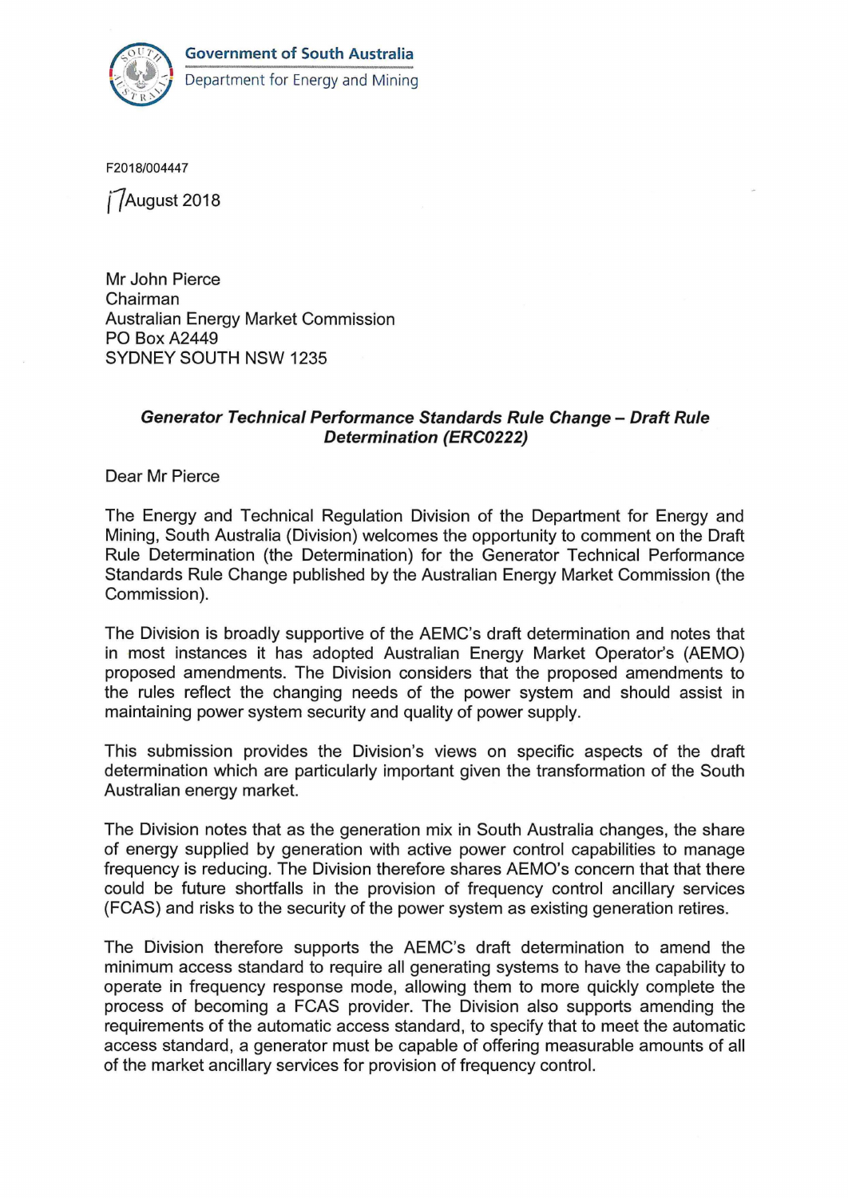Government of South Australia
Department for Energy and Mining

F2018/004447

17 August 2018

Mr John Pierce
Chairman
Australian Energy Market Commission
PO Box A2449
SYDNEY SOUTH NSW 1235

***Generator Technical Performance Standards Rule Change – Draft Rule Determination (ERC0222)***

Dear Mr Pierce

The Energy and Technical Regulation Division of the Department for Energy and Mining, South Australia (Division) welcomes the opportunity to comment on the Draft Rule Determination (the Determination) for the Generator Technical Performance Standards Rule Change published by the Australian Energy Market Commission (the Commission).

The Division is broadly supportive of the AEMC's draft determination and notes that in most instances it has adopted Australian Energy Market Operator's (AEMO) proposed amendments. The Division considers that the proposed amendments to the rules reflect the changing needs of the power system and should assist in maintaining power system security and quality of power supply.

This submission provides the Division's views on specific aspects of the draft determination which are particularly important given the transformation of the South Australian energy market.

The Division notes that as the generation mix in South Australia changes, the share of energy supplied by generation with active power control capabilities to manage frequency is reducing. The Division therefore shares AEMO's concern that that there could be future shortfalls in the provision of frequency control ancillary services (FCAS) and risks to the security of the power system as existing generation retires.

The Division therefore supports the AEMC's draft determination to amend the minimum access standard to require all generating systems to have the capability to operate in frequency response mode, allowing them to more quickly complete the process of becoming a FCAS provider. The Division also supports amending the requirements of the automatic access standard, to specify that to meet the automatic access standard, a generator must be capable of offering measurable amounts of all of the market ancillary services for provision of frequency control.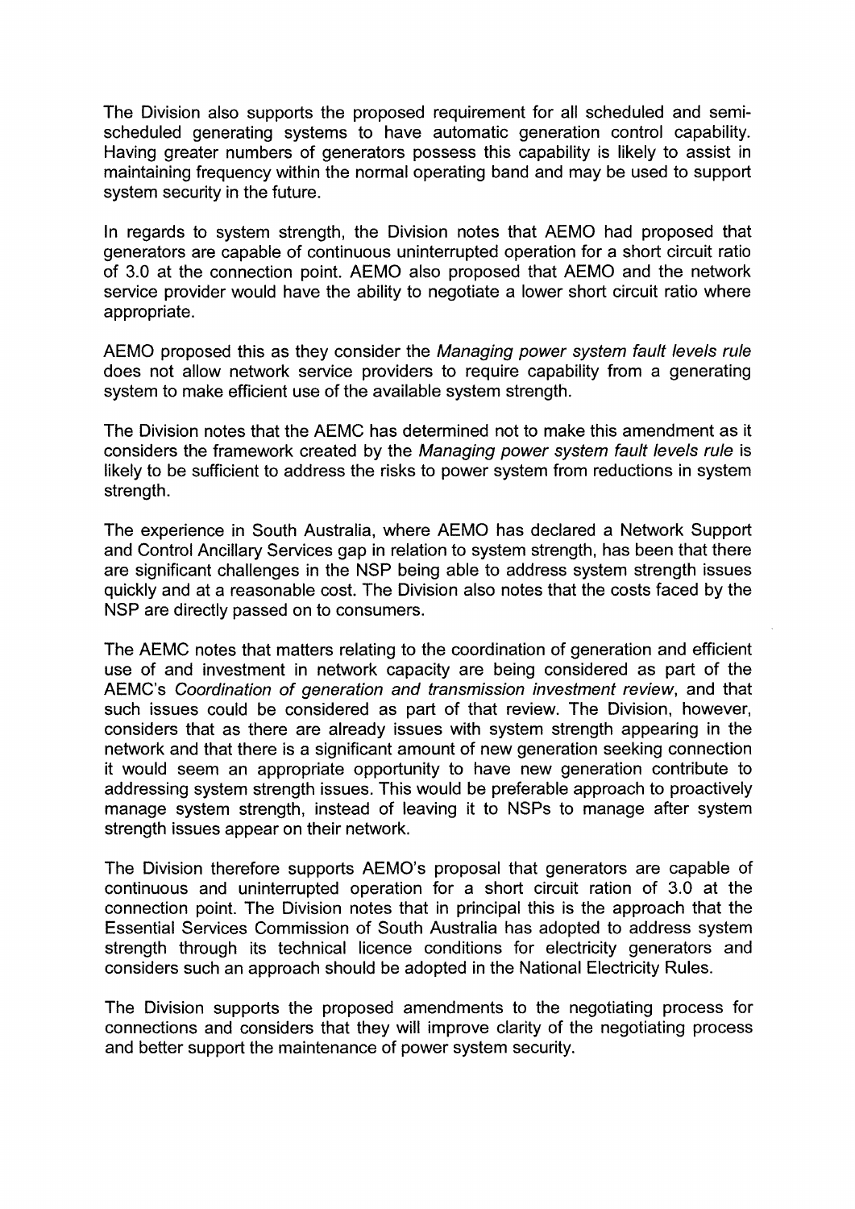The Division also supports the proposed requirement for all scheduled and semi-scheduled generating systems to have automatic generation control capability. Having greater numbers of generators possess this capability is likely to assist in maintaining frequency within the normal operating band and may be used to support system security in the future.

In regards to system strength, the Division notes that AEMO had proposed that generators are capable of continuous uninterrupted operation for a short circuit ratio of 3.0 at the connection point. AEMO also proposed that AEMO and the network service provider would have the ability to negotiate a lower short circuit ratio where appropriate.

AEMO proposed this as they consider the *Managing power system fault levels rule* does not allow network service providers to require capability from a generating system to make efficient use of the available system strength.

The Division notes that the AEMC has determined not to make this amendment as it considers the framework created by the *Managing power system fault levels rule* is likely to be sufficient to address the risks to power system from reductions in system strength.

The experience in South Australia, where AEMO has declared a Network Support and Control Ancillary Services gap in relation to system strength, has been that there are significant challenges in the NSP being able to address system strength issues quickly and at a reasonable cost. The Division also notes that the costs faced by the NSP are directly passed on to consumers.

The AEMC notes that matters relating to the coordination of generation and efficient use of and investment in network capacity are being considered as part of the AEMC's *Coordination of generation and transmission investment review*, and that such issues could be considered as part of that review. The Division, however, considers that as there are already issues with system strength appearing in the network and that there is a significant amount of new generation seeking connection it would seem an appropriate opportunity to have new generation contribute to addressing system strength issues. This would be preferable approach to proactively manage system strength, instead of leaving it to NSPs to manage after system strength issues appear on their network.

The Division therefore supports AEMO's proposal that generators are capable of continuous and uninterrupted operation for a short circuit ration of 3.0 at the connection point. The Division notes that in principal this is the approach that the Essential Services Commission of South Australia has adopted to address system strength through its technical licence conditions for electricity generators and considers such an approach should be adopted in the National Electricity Rules.

The Division supports the proposed amendments to the negotiating process for connections and considers that they will improve clarity of the negotiating process and better support the maintenance of power system security.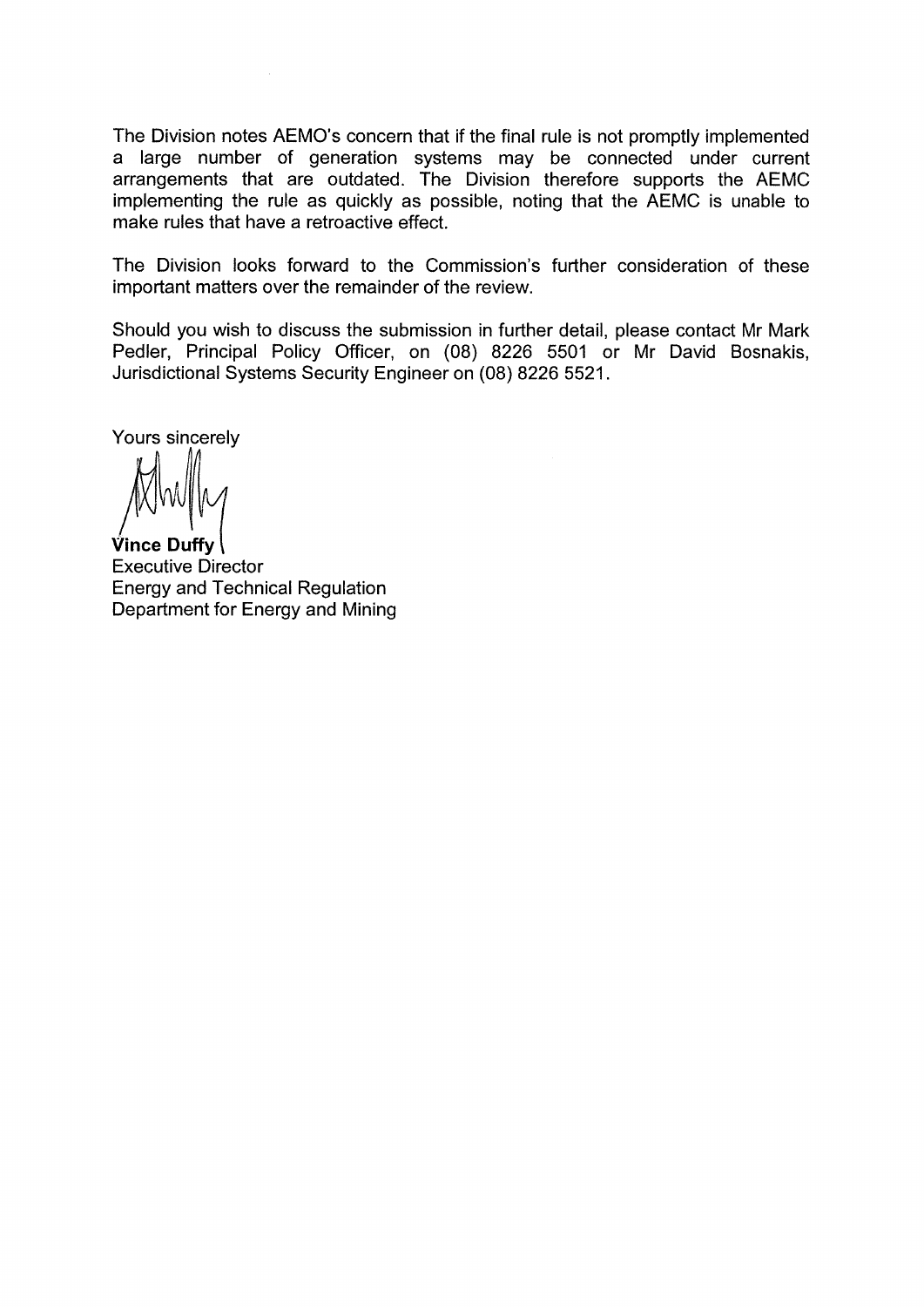The Division notes AEMO's concern that if the final rule is not promptly implemented a large number of generation systems may be connected under current arrangements that are outdated. The Division therefore supports the AEMC implementing the rule as quickly as possible, noting that the AEMC is unable to make rules that have a retroactive effect.

The Division looks forward to the Commission's further consideration of these important matters over the remainder of the review.

Should you wish to discuss the submission in further detail, please contact Mr Mark Pedler, Principal Policy Officer, on (08) 8226 5501 or Mr David Bosnakis, Jurisdictional Systems Security Engineer on (08) 8226 5521.

Yours sincerely

**Vince Duffy**
Executive Director
Energy and Technical Regulation
Department for Energy and Mining